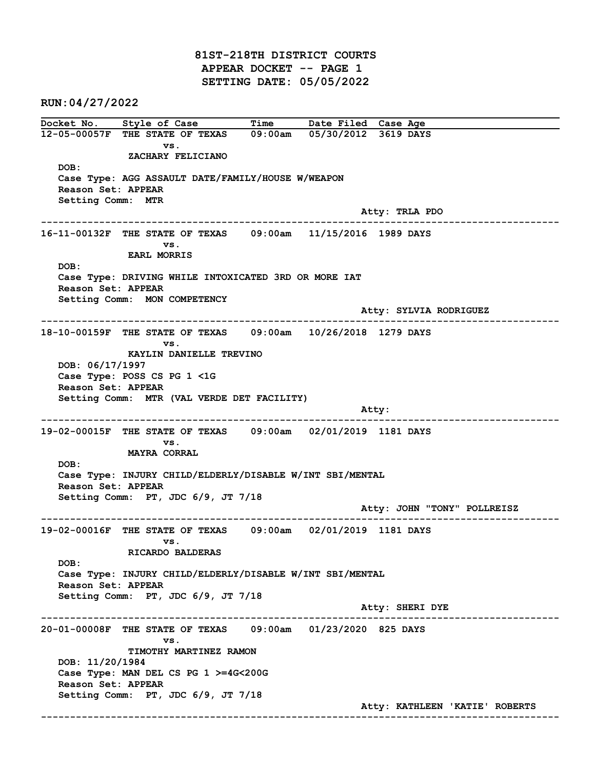# 81ST-218TH DISTRICT COURTS
## APPEAR DOCKET -- PAGE 1
## SETTING DATE: 05/05/2022

**RUN:04/27/2022**

| Docket No. | Style of Case | Time | Date Filed | Case Age |
|---|---|---|---|---|

---

**12-05-00057F** THE STATE OF TEXAS vs. ZACHARY FELICIANO — 09:00am — 05/30/2012 — 3619 DAYS

DOB:
Case Type: AGG ASSAULT DATE/FAMILY/HOUSE W/WEAPON
Reason Set: APPEAR
Setting Comm: MTR
Atty: TRLA PDO

---

**16-11-00132F** THE STATE OF TEXAS vs. EARL MORRIS — 09:00am — 11/15/2016 — 1989 DAYS

DOB:
Case Type: DRIVING WHILE INTOXICATED 3RD OR MORE IAT
Reason Set: APPEAR
Setting Comm: MON COMPETENCY
Atty: SYLVIA RODRIGUEZ

---

**18-10-00159F** THE STATE OF TEXAS vs. KAYLIN DANIELLE TREVINO — 09:00am — 10/26/2018 — 1279 DAYS

DOB: 06/17/1997
Case Type: POSS CS PG 1 <1G
Reason Set: APPEAR
Setting Comm: MTR (VAL VERDE DET FACILITY)
Atty:

---

**19-02-00015F** THE STATE OF TEXAS vs. MAYRA CORRAL — 09:00am — 02/01/2019 — 1181 DAYS

DOB:
Case Type: INJURY CHILD/ELDERLY/DISABLE W/INT SBI/MENTAL
Reason Set: APPEAR
Setting Comm: PT, JDC 6/9, JT 7/18
Atty: JOHN "TONY" POLLREISZ

---

**19-02-00016F** THE STATE OF TEXAS vs. RICARDO BALDERAS — 09:00am — 02/01/2019 — 1181 DAYS

DOB:
Case Type: INJURY CHILD/ELDERLY/DISABLE W/INT SBI/MENTAL
Reason Set: APPEAR
Setting Comm: PT, JDC 6/9, JT 7/18
Atty: SHERI DYE

---

**20-01-00008F** THE STATE OF TEXAS vs. TIMOTHY MARTINEZ RAMON — 09:00am — 01/23/2020 — 825 DAYS

DOB: 11/20/1984
Case Type: MAN DEL CS PG 1 >=4G<200G
Reason Set: APPEAR
Setting Comm: PT, JDC 6/9, JT 7/18
Atty: KATHLEEN 'KATIE' ROBERTS

---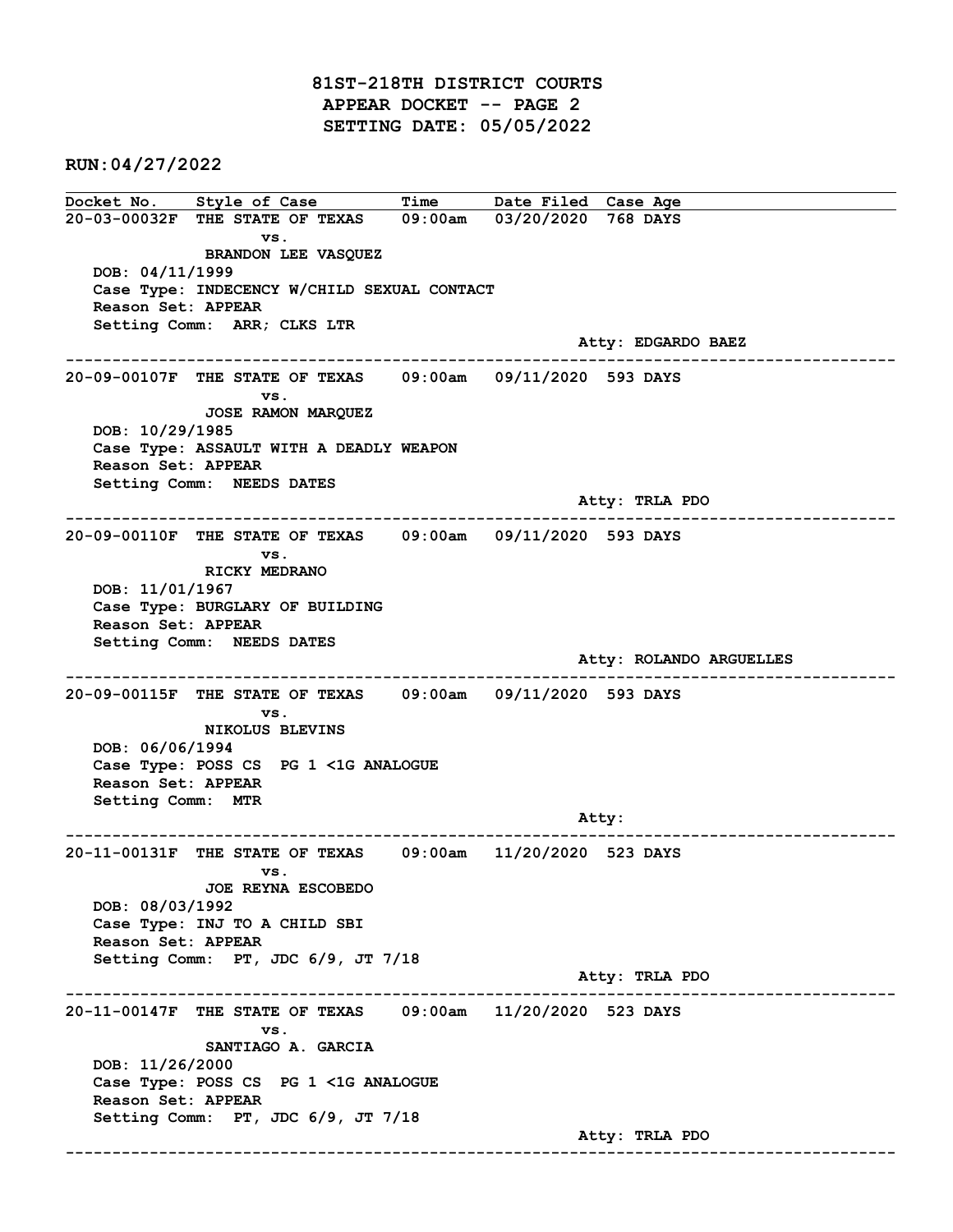# 81ST-218TH DISTRICT COURTS
## APPEAR DOCKET -- PAGE 2
## SETTING DATE: 05/05/2022

**RUN:04/27/2022**

| Docket No. | Style of Case | Time | Date Filed | Case Age |
|---|---|---|---|---|
| 20-03-00032F | THE STATE OF TEXAS vs. BRANDON LEE VASQUEZ | 09:00am | 03/20/2020 | 768 DAYS |

DOB: 04/11/1999
Case Type: INDECENCY W/CHILD SEXUAL CONTACT
Reason Set: APPEAR
Setting Comm: ARR; CLKS LTR
Atty: EDGARDO BAEZ

---

| Docket No. | Style of Case | Time | Date Filed | Case Age |
|---|---|---|---|---|
| 20-09-00107F | THE STATE OF TEXAS vs. JOSE RAMON MARQUEZ | 09:00am | 09/11/2020 | 593 DAYS |

DOB: 10/29/1985
Case Type: ASSAULT WITH A DEADLY WEAPON
Reason Set: APPEAR
Setting Comm: NEEDS DATES
Atty: TRLA PDO

---

| Docket No. | Style of Case | Time | Date Filed | Case Age |
|---|---|---|---|---|
| 20-09-00110F | THE STATE OF TEXAS vs. RICKY MEDRANO | 09:00am | 09/11/2020 | 593 DAYS |

DOB: 11/01/1967
Case Type: BURGLARY OF BUILDING
Reason Set: APPEAR
Setting Comm: NEEDS DATES
Atty: ROLANDO ARGUELLES

---

| Docket No. | Style of Case | Time | Date Filed | Case Age |
|---|---|---|---|---|
| 20-09-00115F | THE STATE OF TEXAS vs. NIKOLUS BLEVINS | 09:00am | 09/11/2020 | 593 DAYS |

DOB: 06/06/1994
Case Type: POSS CS PG 1 <1G ANALOGUE
Reason Set: APPEAR
Setting Comm: MTR
Atty:

---

| Docket No. | Style of Case | Time | Date Filed | Case Age |
|---|---|---|---|---|
| 20-11-00131F | THE STATE OF TEXAS vs. JOE REYNA ESCOBEDO | 09:00am | 11/20/2020 | 523 DAYS |

DOB: 08/03/1992
Case Type: INJ TO A CHILD SBI
Reason Set: APPEAR
Setting Comm: PT, JDC 6/9, JT 7/18
Atty: TRLA PDO

---

| Docket No. | Style of Case | Time | Date Filed | Case Age |
|---|---|---|---|---|
| 20-11-00147F | THE STATE OF TEXAS vs. SANTIAGO A. GARCIA | 09:00am | 11/20/2020 | 523 DAYS |

DOB: 11/26/2000
Case Type: POSS CS PG 1 <1G ANALOGUE
Reason Set: APPEAR
Setting Comm: PT, JDC 6/9, JT 7/18
Atty: TRLA PDO

---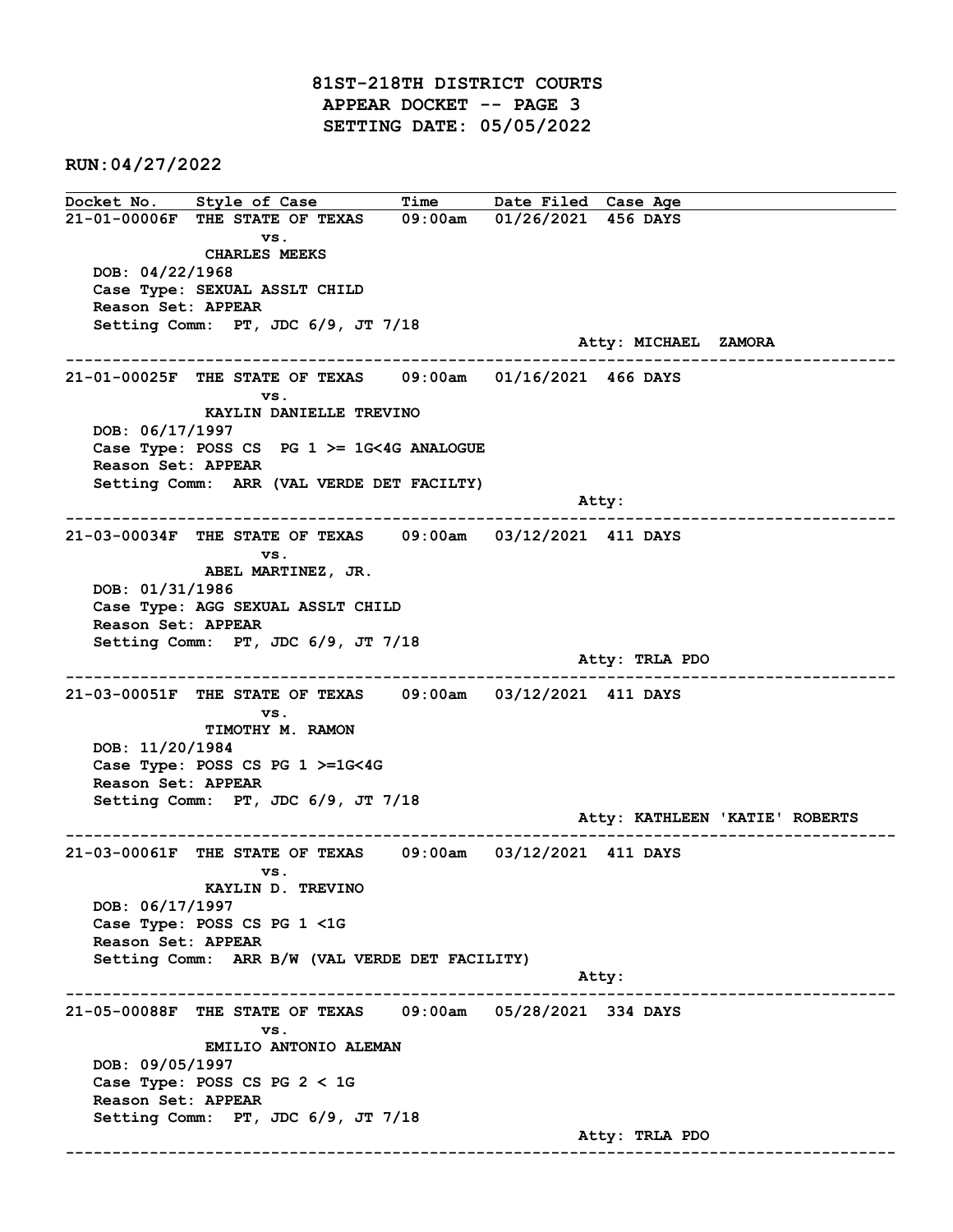# 81ST-218TH DISTRICT COURTS
## APPEAR DOCKET -- PAGE 3
## SETTING DATE: 05/05/2022

**RUN:04/27/2022**

| Docket No. | Style of Case | Time | Date Filed | Case Age |
|---|---|---|---|---|

**21-01-00006F** THE STATE OF TEXAS 09:00am 01/26/2021 456 DAYS
vs.
CHARLES MEEKS
DOB: 04/22/1968
Case Type: SEXUAL ASSLT CHILD
Reason Set: APPEAR
Setting Comm: PT, JDC 6/9, JT 7/18
Atty: MICHAEL ZAMORA

---

**21-01-00025F** THE STATE OF TEXAS 09:00am 01/16/2021 466 DAYS
vs.
KAYLIN DANIELLE TREVINO
DOB: 06/17/1997
Case Type: POSS CS PG 1 >= 1G<4G ANALOGUE
Reason Set: APPEAR
Setting Comm: ARR (VAL VERDE DET FACILTY)
Atty:

---

**21-03-00034F** THE STATE OF TEXAS 09:00am 03/12/2021 411 DAYS
vs.
ABEL MARTINEZ, JR.
DOB: 01/31/1986
Case Type: AGG SEXUAL ASSLT CHILD
Reason Set: APPEAR
Setting Comm: PT, JDC 6/9, JT 7/18
Atty: TRLA PDO

---

**21-03-00051F** THE STATE OF TEXAS 09:00am 03/12/2021 411 DAYS
vs.
TIMOTHY M. RAMON
DOB: 11/20/1984
Case Type: POSS CS PG 1 >=1G<4G
Reason Set: APPEAR
Setting Comm: PT, JDC 6/9, JT 7/18
Atty: KATHLEEN 'KATIE' ROBERTS

---

**21-03-00061F** THE STATE OF TEXAS 09:00am 03/12/2021 411 DAYS
vs.
KAYLIN D. TREVINO
DOB: 06/17/1997
Case Type: POSS CS PG 1 <1G
Reason Set: APPEAR
Setting Comm: ARR B/W (VAL VERDE DET FACILITY)
Atty:

---

**21-05-00088F** THE STATE OF TEXAS 09:00am 05/28/2021 334 DAYS
vs.
EMILIO ANTONIO ALEMAN
DOB: 09/05/1997
Case Type: POSS CS PG 2 < 1G
Reason Set: APPEAR
Setting Comm: PT, JDC 6/9, JT 7/18
Atty: TRLA PDO

---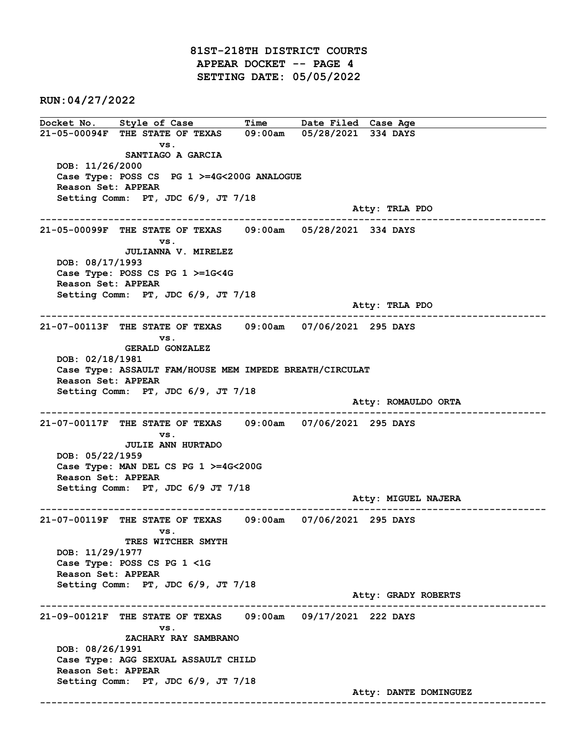# 81ST-218TH DISTRICT COURTS
## APPEAR DOCKET -- PAGE 4
## SETTING DATE: 05/05/2022

**RUN:04/27/2022**

| Docket No. | Style of Case | Time | Date Filed | Case Age |
|---|---|---|---|---|
| 21-05-00094F | THE STATE OF TEXAS vs. SANTIAGO A GARCIA | 09:00am | 05/28/2021 | 334 DAYS |

DOB: 11/26/2000
Case Type: POSS CS PG 1 >=4G<200G ANALOGUE
Reason Set: APPEAR
Setting Comm: PT, JDC 6/9, JT 7/18
Atty: TRLA PDO

---

| Docket No. | Style of Case | Time | Date Filed | Case Age |
|---|---|---|---|---|
| 21-05-00099F | THE STATE OF TEXAS vs. JULIANNA V. MIRELEZ | 09:00am | 05/28/2021 | 334 DAYS |

DOB: 08/17/1993
Case Type: POSS CS PG 1 >=1G<4G
Reason Set: APPEAR
Setting Comm: PT, JDC 6/9, JT 7/18
Atty: TRLA PDO

---

| Docket No. | Style of Case | Time | Date Filed | Case Age |
|---|---|---|---|---|
| 21-07-00113F | THE STATE OF TEXAS vs. GERALD GONZALEZ | 09:00am | 07/06/2021 | 295 DAYS |

DOB: 02/18/1981
Case Type: ASSAULT FAM/HOUSE MEM IMPEDE BREATH/CIRCULAT
Reason Set: APPEAR
Setting Comm: PT, JDC 6/9, JT 7/18
Atty: ROMAULDO ORTA

---

| Docket No. | Style of Case | Time | Date Filed | Case Age |
|---|---|---|---|---|
| 21-07-00117F | THE STATE OF TEXAS vs. JULIE ANN HURTADO | 09:00am | 07/06/2021 | 295 DAYS |

DOB: 05/22/1959
Case Type: MAN DEL CS PG 1 >=4G<200G
Reason Set: APPEAR
Setting Comm: PT, JDC 6/9 JT 7/18
Atty: MIGUEL NAJERA

---

| Docket No. | Style of Case | Time | Date Filed | Case Age |
|---|---|---|---|---|
| 21-07-00119F | THE STATE OF TEXAS vs. TRES WITCHER SMYTH | 09:00am | 07/06/2021 | 295 DAYS |

DOB: 11/29/1977
Case Type: POSS CS PG 1 <1G
Reason Set: APPEAR
Setting Comm: PT, JDC 6/9, JT 7/18
Atty: GRADY ROBERTS

---

| Docket No. | Style of Case | Time | Date Filed | Case Age |
|---|---|---|---|---|
| 21-09-00121F | THE STATE OF TEXAS vs. ZACHARY RAY SAMBRANO | 09:00am | 09/17/2021 | 222 DAYS |

DOB: 08/26/1991
Case Type: AGG SEXUAL ASSAULT CHILD
Reason Set: APPEAR
Setting Comm: PT, JDC 6/9, JT 7/18
Atty: DANTE DOMINGUEZ

---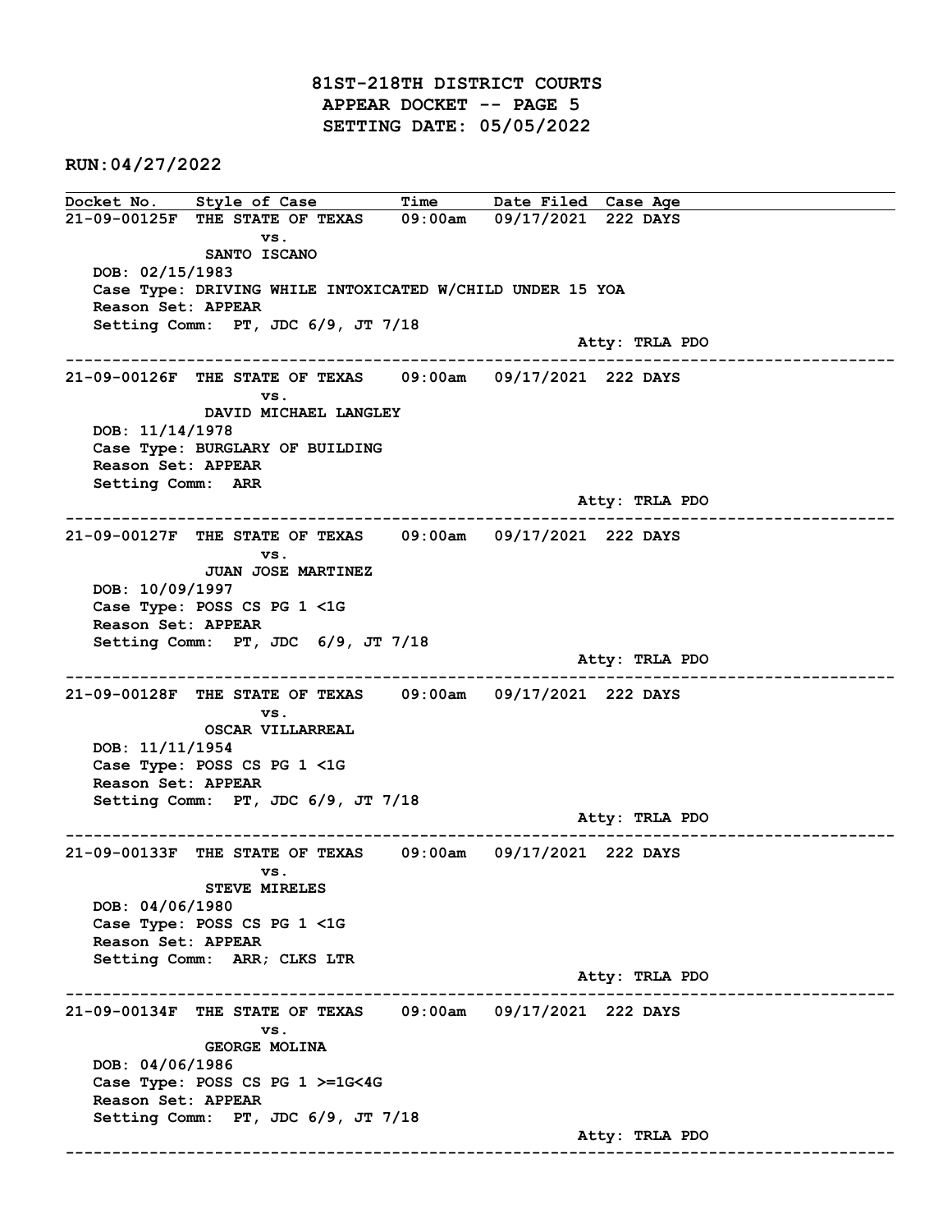# 81ST-218TH DISTRICT COURTS
## APPEAR DOCKET -- PAGE 5
## SETTING DATE: 05/05/2022

**RUN:04/27/2022**

| Docket No. | Style of Case | Time | Date Filed | Case Age |
|---|---|---|---|---|

---

**21-09-00125F** THE STATE OF TEXAS vs. SANTO ISCANO — 09:00am — 09/17/2021 — 222 DAYS

DOB: 02/15/1983
Case Type: DRIVING WHILE INTOXICATED W/CHILD UNDER 15 YOA
Reason Set: APPEAR
Setting Comm: PT, JDC 6/9, JT 7/18
Atty: TRLA PDO

---

**21-09-00126F** THE STATE OF TEXAS vs. DAVID MICHAEL LANGLEY — 09:00am — 09/17/2021 — 222 DAYS

DOB: 11/14/1978
Case Type: BURGLARY OF BUILDING
Reason Set: APPEAR
Setting Comm: ARR
Atty: TRLA PDO

---

**21-09-00127F** THE STATE OF TEXAS vs. JUAN JOSE MARTINEZ — 09:00am — 09/17/2021 — 222 DAYS

DOB: 10/09/1997
Case Type: POSS CS PG 1 <1G
Reason Set: APPEAR
Setting Comm: PT, JDC 6/9, JT 7/18
Atty: TRLA PDO

---

**21-09-00128F** THE STATE OF TEXAS vs. OSCAR VILLARREAL — 09:00am — 09/17/2021 — 222 DAYS

DOB: 11/11/1954
Case Type: POSS CS PG 1 <1G
Reason Set: APPEAR
Setting Comm: PT, JDC 6/9, JT 7/18
Atty: TRLA PDO

---

**21-09-00133F** THE STATE OF TEXAS vs. STEVE MIRELES — 09:00am — 09/17/2021 — 222 DAYS

DOB: 04/06/1980
Case Type: POSS CS PG 1 <1G
Reason Set: APPEAR
Setting Comm: ARR; CLKS LTR
Atty: TRLA PDO

---

**21-09-00134F** THE STATE OF TEXAS vs. GEORGE MOLINA — 09:00am — 09/17/2021 — 222 DAYS

DOB: 04/06/1986
Case Type: POSS CS PG 1 >=1G<4G
Reason Set: APPEAR
Setting Comm: PT, JDC 6/9, JT 7/18
Atty: TRLA PDO

---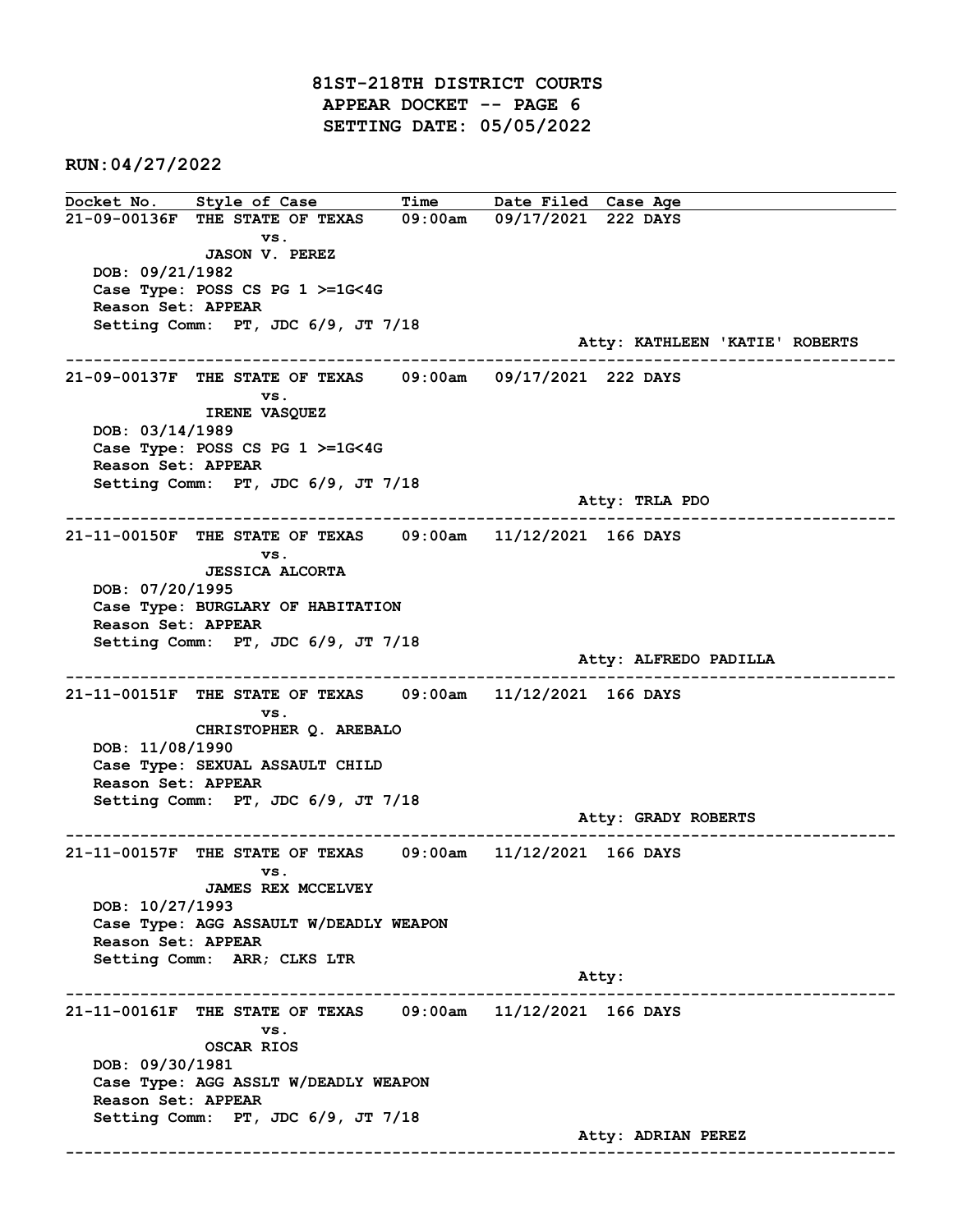# 81ST-218TH DISTRICT COURTS
## APPEAR DOCKET -- PAGE 6
## SETTING DATE: 05/05/2022

**RUN:04/27/2022**

| Docket No. | Style of Case | Time | Date Filed | Case Age |
|---|---|---|---|---|

**21-09-00136F** THE STATE OF TEXAS vs. JASON V. PEREZ — 09:00am — 09/17/2021 — 222 DAYS
DOB: 09/21/1982
Case Type: POSS CS PG 1 >=1G<4G
Reason Set: APPEAR
Setting Comm: PT, JDC 6/9, JT 7/18
Atty: KATHLEEN 'KATIE' ROBERTS

---

**21-09-00137F** THE STATE OF TEXAS vs. IRENE VASQUEZ — 09:00am — 09/17/2021 — 222 DAYS
DOB: 03/14/1989
Case Type: POSS CS PG 1 >=1G<4G
Reason Set: APPEAR
Setting Comm: PT, JDC 6/9, JT 7/18
Atty: TRLA PDO

---

**21-11-00150F** THE STATE OF TEXAS vs. JESSICA ALCORTA — 09:00am — 11/12/2021 — 166 DAYS
DOB: 07/20/1995
Case Type: BURGLARY OF HABITATION
Reason Set: APPEAR
Setting Comm: PT, JDC 6/9, JT 7/18
Atty: ALFREDO PADILLA

---

**21-11-00151F** THE STATE OF TEXAS vs. CHRISTOPHER Q. AREBALO — 09:00am — 11/12/2021 — 166 DAYS
DOB: 11/08/1990
Case Type: SEXUAL ASSAULT CHILD
Reason Set: APPEAR
Setting Comm: PT, JDC 6/9, JT 7/18
Atty: GRADY ROBERTS

---

**21-11-00157F** THE STATE OF TEXAS vs. JAMES REX MCCELVEY — 09:00am — 11/12/2021 — 166 DAYS
DOB: 10/27/1993
Case Type: AGG ASSAULT W/DEADLY WEAPON
Reason Set: APPEAR
Setting Comm: ARR; CLKS LTR
Atty:

---

**21-11-00161F** THE STATE OF TEXAS vs. OSCAR RIOS — 09:00am — 11/12/2021 — 166 DAYS
DOB: 09/30/1981
Case Type: AGG ASSLT W/DEADLY WEAPON
Reason Set: APPEAR
Setting Comm: PT, JDC 6/9, JT 7/18
Atty: ADRIAN PEREZ

---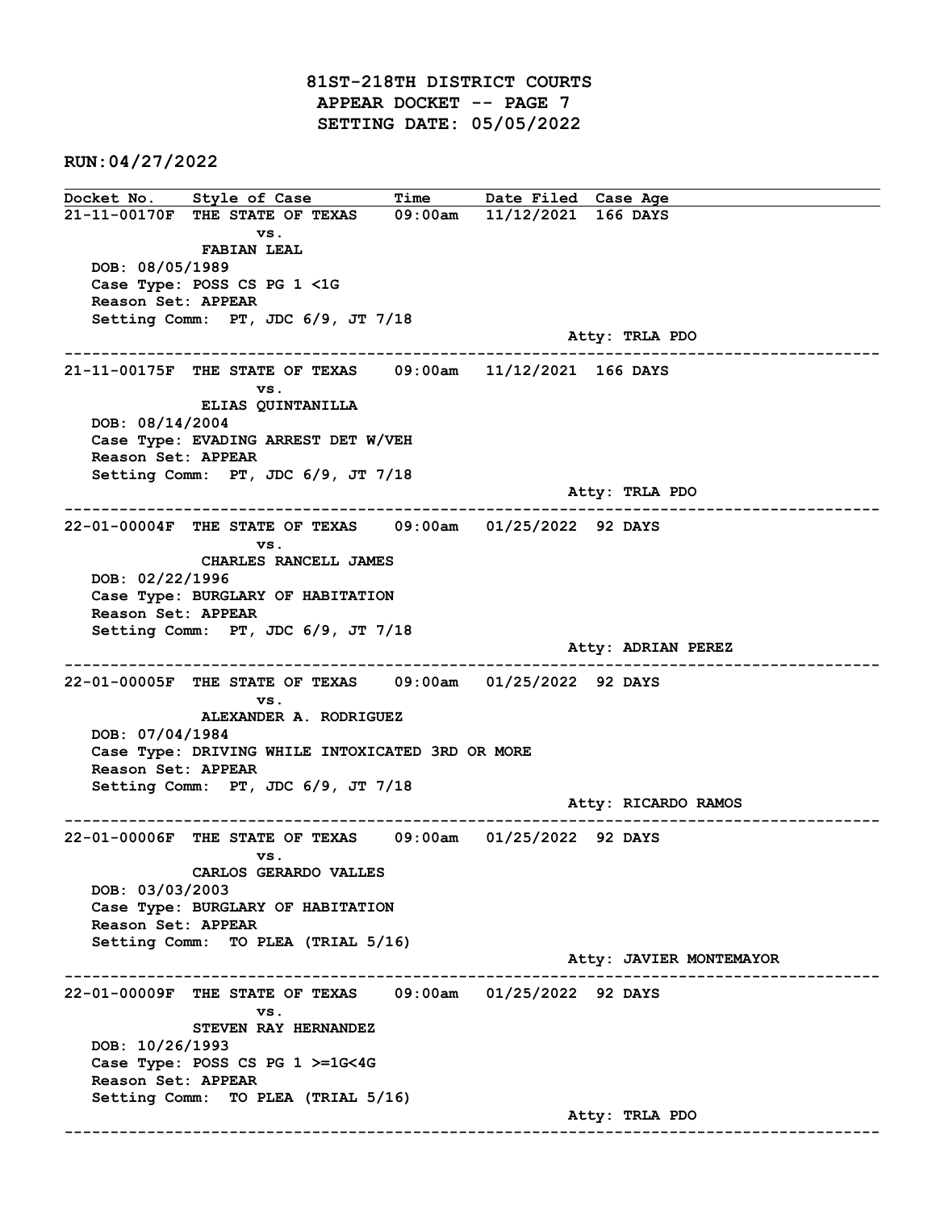# 81ST-218TH DISTRICT COURTS
## APPEAR DOCKET -- PAGE 7
## SETTING DATE: 05/05/2022

**RUN:04/27/2022**

| Docket No. | Style of Case | Time | Date Filed | Case Age |
|---|---|---|---|---|

**21-11-00170F** THE STATE OF TEXAS vs. FABIAN LEAL — 09:00am — 11/12/2021 — 166 DAYS
DOB: 08/05/1989
Case Type: POSS CS PG 1 <1G
Reason Set: APPEAR
Setting Comm: PT, JDC 6/9, JT 7/18
Atty: TRLA PDO

---

**21-11-00175F** THE STATE OF TEXAS vs. ELIAS QUINTANILLA — 09:00am — 11/12/2021 — 166 DAYS
DOB: 08/14/2004
Case Type: EVADING ARREST DET W/VEH
Reason Set: APPEAR
Setting Comm: PT, JDC 6/9, JT 7/18
Atty: TRLA PDO

---

**22-01-00004F** THE STATE OF TEXAS vs. CHARLES RANCELL JAMES — 09:00am — 01/25/2022 — 92 DAYS
DOB: 02/22/1996
Case Type: BURGLARY OF HABITATION
Reason Set: APPEAR
Setting Comm: PT, JDC 6/9, JT 7/18
Atty: ADRIAN PEREZ

---

**22-01-00005F** THE STATE OF TEXAS vs. ALEXANDER A. RODRIGUEZ — 09:00am — 01/25/2022 — 92 DAYS
DOB: 07/04/1984
Case Type: DRIVING WHILE INTOXICATED 3RD OR MORE
Reason Set: APPEAR
Setting Comm: PT, JDC 6/9, JT 7/18
Atty: RICARDO RAMOS

---

**22-01-00006F** THE STATE OF TEXAS vs. CARLOS GERARDO VALLES — 09:00am — 01/25/2022 — 92 DAYS
DOB: 03/03/2003
Case Type: BURGLARY OF HABITATION
Reason Set: APPEAR
Setting Comm: TO PLEA (TRIAL 5/16)
Atty: JAVIER MONTEMAYOR

---

**22-01-00009F** THE STATE OF TEXAS vs. STEVEN RAY HERNANDEZ — 09:00am — 01/25/2022 — 92 DAYS
DOB: 10/26/1993
Case Type: POSS CS PG 1 >=1G<4G
Reason Set: APPEAR
Setting Comm: TO PLEA (TRIAL 5/16)
Atty: TRLA PDO

---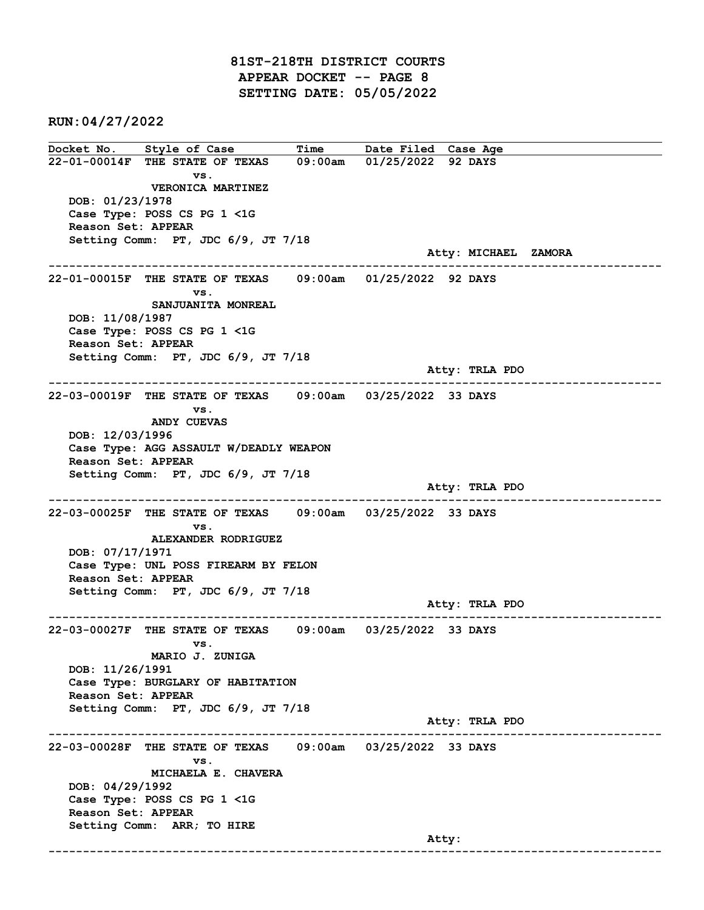# 81ST-218TH DISTRICT COURTS
## APPEAR DOCKET -- PAGE 8
## SETTING DATE: 05/05/2022

**RUN:04/27/2022**

| Docket No. | Style of Case | Time | Date Filed | Case Age |
|---|---|---|---|---|

**22-01-00014F** THE STATE OF TEXAS vs. VERONICA MARTINEZ — 09:00am — 01/25/2022 — 92 DAYS

DOB: 01/23/1978
Case Type: POSS CS PG 1 <1G
Reason Set: APPEAR
Setting Comm: PT, JDC 6/9, JT 7/18
Atty: MICHAEL ZAMORA

---

**22-01-00015F** THE STATE OF TEXAS vs. SANJUANITA MONREAL — 09:00am — 01/25/2022 — 92 DAYS

DOB: 11/08/1987
Case Type: POSS CS PG 1 <1G
Reason Set: APPEAR
Setting Comm: PT, JDC 6/9, JT 7/18
Atty: TRLA PDO

---

**22-03-00019F** THE STATE OF TEXAS vs. ANDY CUEVAS — 09:00am — 03/25/2022 — 33 DAYS

DOB: 12/03/1996
Case Type: AGG ASSAULT W/DEADLY WEAPON
Reason Set: APPEAR
Setting Comm: PT, JDC 6/9, JT 7/18
Atty: TRLA PDO

---

**22-03-00025F** THE STATE OF TEXAS vs. ALEXANDER RODRIGUEZ — 09:00am — 03/25/2022 — 33 DAYS

DOB: 07/17/1971
Case Type: UNL POSS FIREARM BY FELON
Reason Set: APPEAR
Setting Comm: PT, JDC 6/9, JT 7/18
Atty: TRLA PDO

---

**22-03-00027F** THE STATE OF TEXAS vs. MARIO J. ZUNIGA — 09:00am — 03/25/2022 — 33 DAYS

DOB: 11/26/1991
Case Type: BURGLARY OF HABITATION
Reason Set: APPEAR
Setting Comm: PT, JDC 6/9, JT 7/18
Atty: TRLA PDO

---

**22-03-00028F** THE STATE OF TEXAS vs. MICHAELA E. CHAVERA — 09:00am — 03/25/2022 — 33 DAYS

DOB: 04/29/1992
Case Type: POSS CS PG 1 <1G
Reason Set: APPEAR
Setting Comm: ARR; TO HIRE
Atty:

---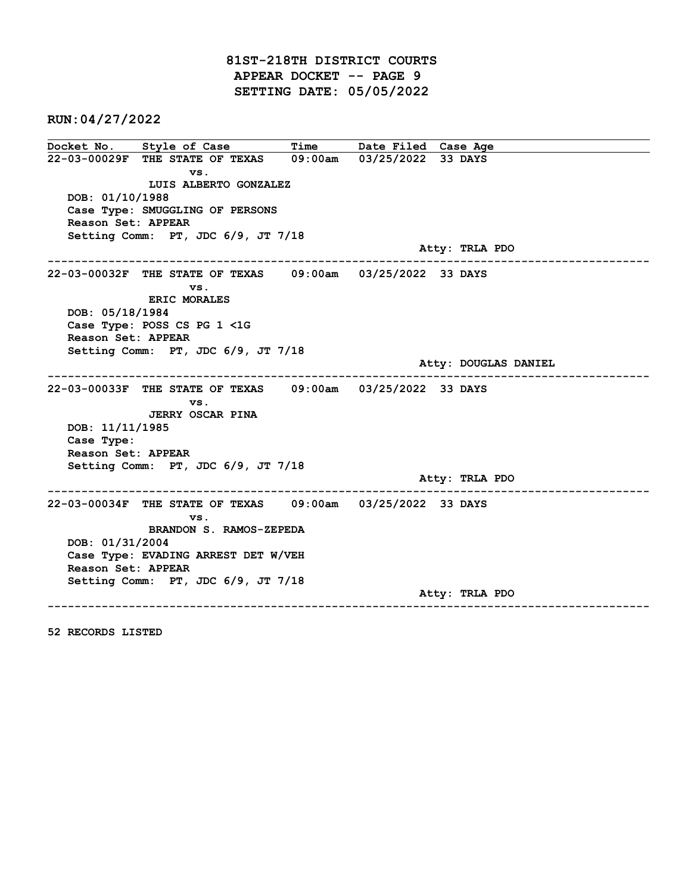# 81ST-218TH DISTRICT COURTS
## APPEAR DOCKET -- PAGE 9
## SETTING DATE: 05/05/2022

**RUN:04/27/2022**

| Docket No. | Style of Case | Time | Date Filed | Case Age |
|---|---|---|---|---|

**22-03-00029F** THE STATE OF TEXAS vs. LUIS ALBERTO GONZALEZ — 09:00am — 03/25/2022 — 33 DAYS

DOB: 01/10/1988
Case Type: SMUGGLING OF PERSONS
Reason Set: APPEAR
Setting Comm: PT, JDC 6/9, JT 7/18
Atty: TRLA PDO

---

**22-03-00032F** THE STATE OF TEXAS vs. ERIC MORALES — 09:00am — 03/25/2022 — 33 DAYS

DOB: 05/18/1984
Case Type: POSS CS PG 1 <1G
Reason Set: APPEAR
Setting Comm: PT, JDC 6/9, JT 7/18
Atty: DOUGLAS DANIEL

---

**22-03-00033F** THE STATE OF TEXAS vs. JERRY OSCAR PINA — 09:00am — 03/25/2022 — 33 DAYS

DOB: 11/11/1985
Case Type:
Reason Set: APPEAR
Setting Comm: PT, JDC 6/9, JT 7/18
Atty: TRLA PDO

---

**22-03-00034F** THE STATE OF TEXAS vs. BRANDON S. RAMOS-ZEPEDA — 09:00am — 03/25/2022 — 33 DAYS

DOB: 01/31/2004
Case Type: EVADING ARREST DET W/VEH
Reason Set: APPEAR
Setting Comm: PT, JDC 6/9, JT 7/18
Atty: TRLA PDO

---

52 RECORDS LISTED